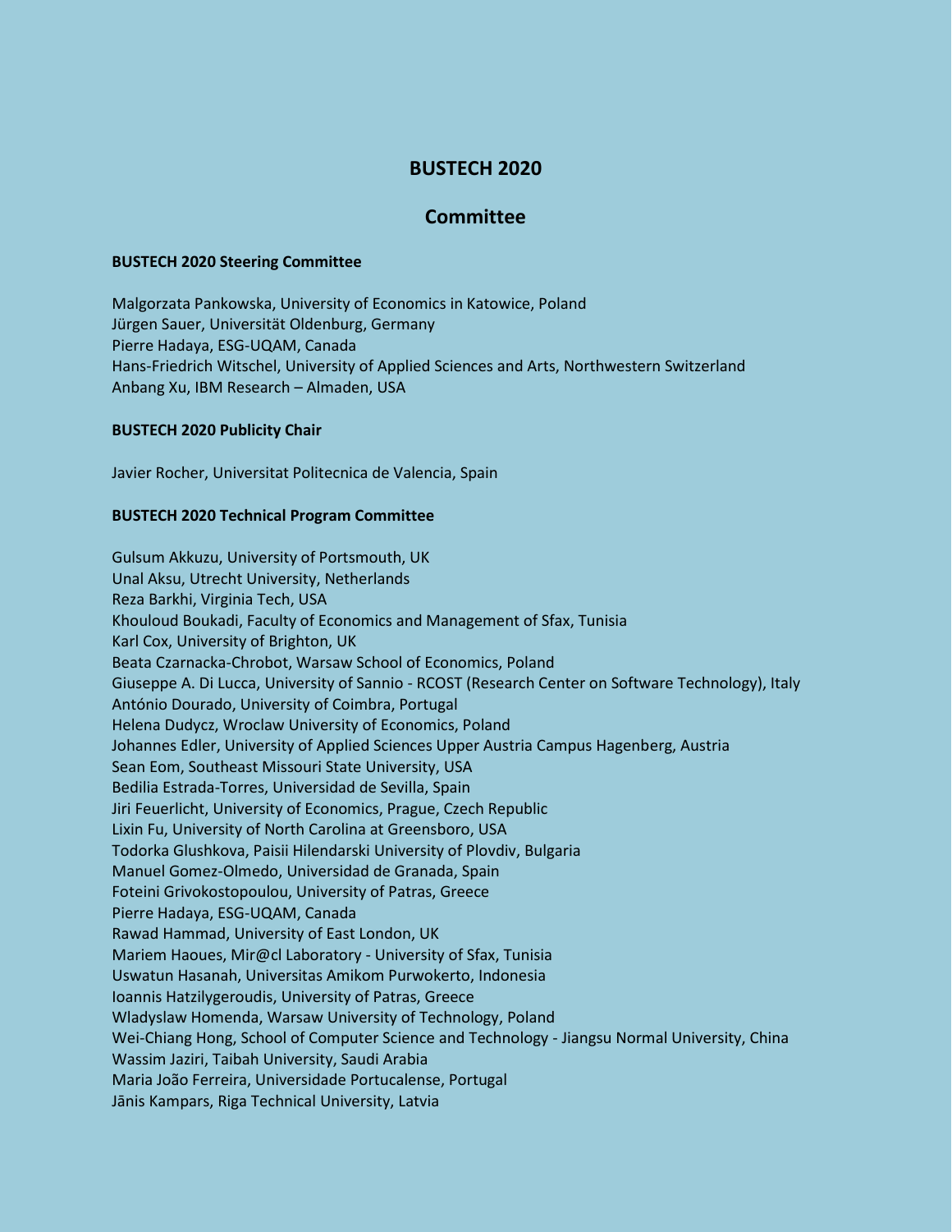# BUSTECH 2020

## Committee

### BUSTECH 2020 Steering Committee

Malgorzata Pankowska, University of Economics in Katowice, Poland
Jürgen Sauer, Universität Oldenburg, Germany
Pierre Hadaya, ESG-UQAM, Canada
Hans-Friedrich Witschel, University of Applied Sciences and Arts, Northwestern Switzerland
Anbang Xu, IBM Research – Almaden, USA

### BUSTECH 2020 Publicity Chair

Javier Rocher, Universitat Politecnica de Valencia, Spain

### BUSTECH 2020 Technical Program Committee

Gulsum Akkuzu, University of Portsmouth, UK
Unal Aksu, Utrecht University, Netherlands
Reza Barkhi, Virginia Tech, USA
Khouloud Boukadi, Faculty of Economics and Management of Sfax, Tunisia
Karl Cox, University of Brighton, UK
Beata Czarnacka-Chrobot, Warsaw School of Economics, Poland
Giuseppe A. Di Lucca, University of Sannio - RCOST (Research Center on Software Technology), Italy
António Dourado, University of Coimbra, Portugal
Helena Dudycz, Wroclaw University of Economics, Poland
Johannes Edler, University of Applied Sciences Upper Austria Campus Hagenberg, Austria
Sean Eom, Southeast Missouri State University, USA
Bedilia Estrada-Torres, Universidad de Sevilla, Spain
Jiri Feuerlicht, University of Economics, Prague, Czech Republic
Lixin Fu, University of North Carolina at Greensboro, USA
Todorka Glushkova, Paisii Hilendarski University of Plovdiv, Bulgaria
Manuel Gomez-Olmedo, Universidad de Granada, Spain
Foteini Grivokostopoulou, University of Patras, Greece
Pierre Hadaya, ESG-UQAM, Canada
Rawad Hammad, University of East London, UK
Mariem Haoues, Mir@cl Laboratory - University of Sfax, Tunisia
Uswatun Hasanah, Universitas Amikom Purwokerto, Indonesia
Ioannis Hatzilygeroudis, University of Patras, Greece
Wladyslaw Homenda, Warsaw University of Technology, Poland
Wei-Chiang Hong, School of Computer Science and Technology - Jiangsu Normal University, China
Wassim Jaziri, Taibah University, Saudi Arabia
Maria João Ferreira, Universidade Portucalense, Portugal
Jānis Kampars, Riga Technical University, Latvia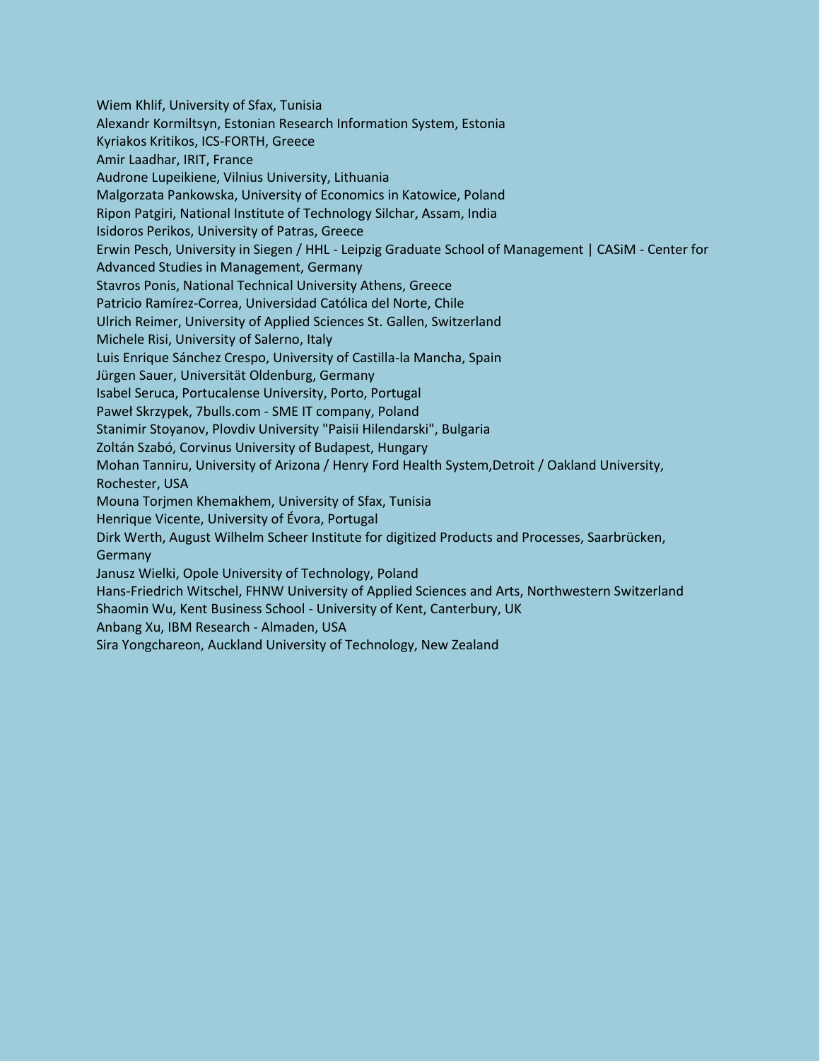Wiem Khlif, University of Sfax, Tunisia
Alexandr Kormiltsyn, Estonian Research Information System, Estonia
Kyriakos Kritikos, ICS-FORTH, Greece
Amir Laadhar, IRIT, France
Audrone Lupeikiene, Vilnius University, Lithuania
Malgorzata Pankowska, University of Economics in Katowice, Poland
Ripon Patgiri, National Institute of Technology Silchar, Assam, India
Isidoros Perikos, University of Patras, Greece
Erwin Pesch, University in Siegen / HHL - Leipzig Graduate School of Management | CASiM - Center for Advanced Studies in Management, Germany
Stavros Ponis, National Technical University Athens, Greece
Patricio Ramírez-Correa, Universidad Católica del Norte, Chile
Ulrich Reimer, University of Applied Sciences St. Gallen, Switzerland
Michele Risi, University of Salerno, Italy
Luis Enrique Sánchez Crespo, University of Castilla-la Mancha, Spain
Jürgen Sauer, Universität Oldenburg, Germany
Isabel Seruca, Portucalense University, Porto, Portugal
Paweł Skrzypek, 7bulls.com - SME IT company, Poland
Stanimir Stoyanov, Plovdiv University "Paisii Hilendarski", Bulgaria
Zoltán Szabó, Corvinus University of Budapest, Hungary
Mohan Tanniru, University of Arizona / Henry Ford Health System,Detroit / Oakland University, Rochester, USA
Mouna Torjmen Khemakhem, University of Sfax, Tunisia
Henrique Vicente, University of Évora, Portugal
Dirk Werth, August Wilhelm Scheer Institute for digitized Products and Processes, Saarbrücken, Germany
Janusz Wielki, Opole University of Technology, Poland
Hans-Friedrich Witschel, FHNW University of Applied Sciences and Arts, Northwestern Switzerland
Shaomin Wu, Kent Business School - University of Kent, Canterbury, UK
Anbang Xu, IBM Research - Almaden, USA
Sira Yongchareon, Auckland University of Technology, New Zealand